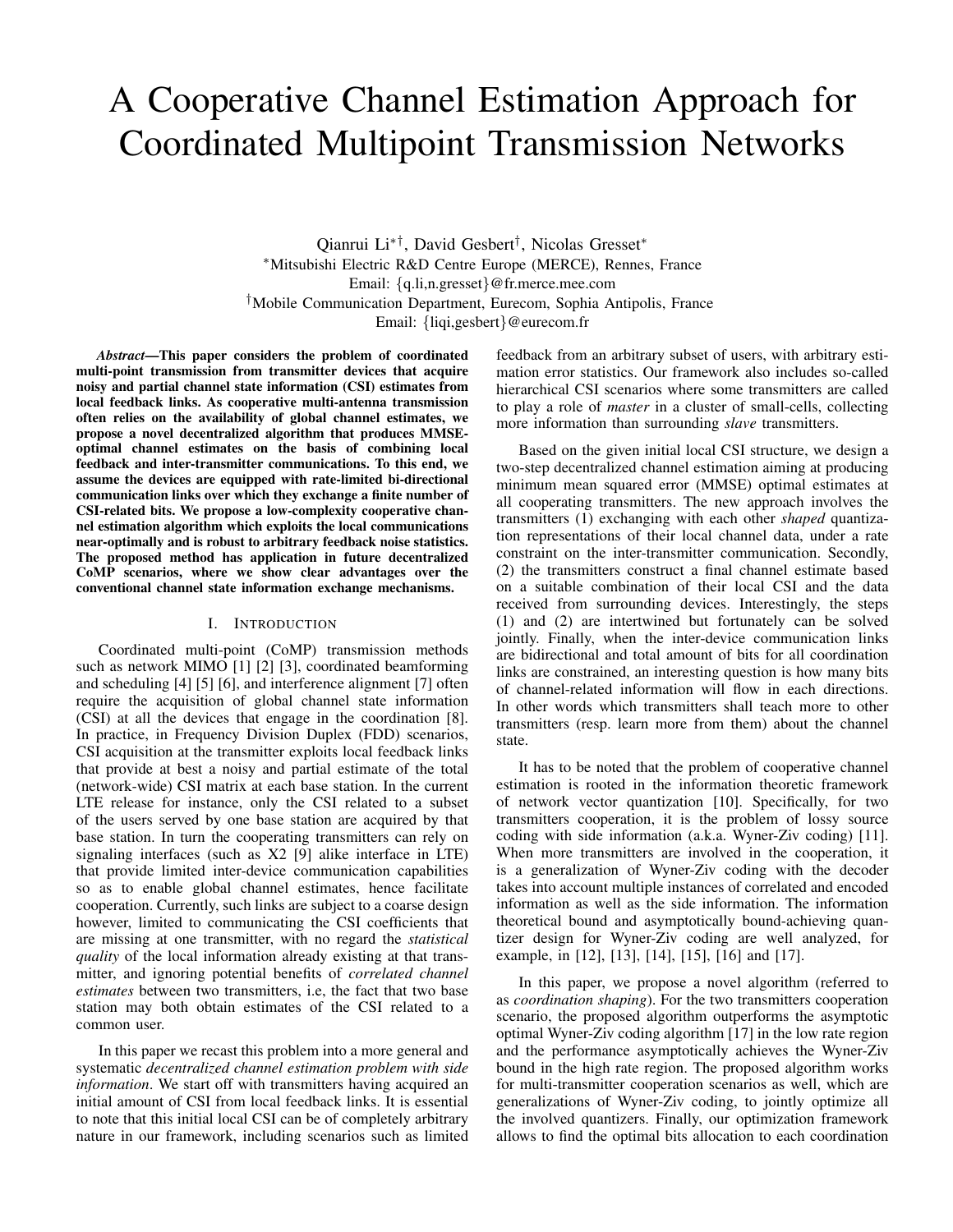# A Cooperative Channel Estimation Approach for Coordinated Multipoint Transmission Networks

Qianrui Li[*†], David Gesbert[†], Nicolas Gresset[*]

[*]Mitsubishi Electric R&D Centre Europe (MERCE), Rennes, France
Email: {q.li,n.gresset}@fr.merce.mee.com

[†]Mobile Communication Department, Eurecom, Sophia Antipolis, France
Email: {liqi,gesbert}@eurecom.fr

***Abstract*—This paper considers the problem of coordinated multi-point transmission from transmitter devices that acquire noisy and partial channel state information (CSI) estimates from local feedback links. As cooperative multi-antenna transmission often relies on the availability of global channel estimates, we propose a novel decentralized algorithm that produces MMSE-optimal channel estimates on the basis of combining local feedback and inter-transmitter communications. To this end, we assume the devices are equipped with rate-limited bi-directional communication links over which they exchange a finite number of CSI-related bits. We propose a low-complexity cooperative channel estimation algorithm which exploits the local communications near-optimally and is robust to arbitrary feedback noise statistics. The proposed method has application in future decentralized CoMP scenarios, where we show clear advantages over the conventional channel state information exchange mechanisms.**

## I. INTRODUCTION

Coordinated multi-point (CoMP) transmission methods such as network MIMO [1] [2] [3], coordinated beamforming and scheduling [4] [5] [6], and interference alignment [7] often require the acquisition of global channel state information (CSI) at all the devices that engage in the coordination [8]. In practice, in Frequency Division Duplex (FDD) scenarios, CSI acquisition at the transmitter exploits local feedback links that provide at best a noisy and partial estimate of the total (network-wide) CSI matrix at each base station. In the current LTE release for instance, only the CSI related to a subset of the users served by one base station are acquired by that base station. In turn the cooperating transmitters can rely on signaling interfaces (such as X2 [9] alike interface in LTE) that provide limited inter-device communication capabilities so as to enable global channel estimates, hence facilitate cooperation. Currently, such links are subject to a coarse design however, limited to communicating the CSI coefficients that are missing at one transmitter, with no regard the *statistical quality* of the local information already existing at that transmitter, and ignoring potential benefits of *correlated channel estimates* between two transmitters, i.e, the fact that two base station may both obtain estimates of the CSI related to a common user.

In this paper we recast this problem into a more general and systematic *decentralized channel estimation problem with side information*. We start off with transmitters having acquired an initial amount of CSI from local feedback links. It is essential to note that this initial local CSI can be of completely arbitrary nature in our framework, including scenarios such as limited feedback from an arbitrary subset of users, with arbitrary estimation error statistics. Our framework also includes so-called hierarchical CSI scenarios where some transmitters are called to play a role of *master* in a cluster of small-cells, collecting more information than surrounding *slave* transmitters.

Based on the given initial local CSI structure, we design a two-step decentralized channel estimation aiming at producing minimum mean squared error (MMSE) optimal estimates at all cooperating transmitters. The new approach involves the transmitters (1) exchanging with each other *shaped* quantization representations of their local channel data, under a rate constraint on the inter-transmitter communication. Secondly, (2) the transmitters construct a final channel estimate based on a suitable combination of their local CSI and the data received from surrounding devices. Interestingly, the steps (1) and (2) are intertwined but fortunately can be solved jointly. Finally, when the inter-device communication links are bidirectional and total amount of bits for all coordination links are constrained, an interesting question is how many bits of channel-related information will flow in each directions. In other words which transmitters shall teach more to other transmitters (resp. learn more from them) about the channel state.

It has to be noted that the problem of cooperative channel estimation is rooted in the information theoretic framework of network vector quantization [10]. Specifically, for two transmitters cooperation, it is the problem of lossy source coding with side information (a.k.a. Wyner-Ziv coding) [11]. When more transmitters are involved in the cooperation, it is a generalization of Wyner-Ziv coding with the decoder takes into account multiple instances of correlated and encoded information as well as the side information. The information theoretical bound and asymptotically bound-achieving quantizer design for Wyner-Ziv coding are well analyzed, for example, in [12], [13], [14], [15], [16] and [17].

In this paper, we propose a novel algorithm (referred to as *coordination shaping*). For the two transmitters cooperation scenario, the proposed algorithm outperforms the asymptotic optimal Wyner-Ziv coding algorithm [17] in the low rate region and the performance asymptotically achieves the Wyner-Ziv bound in the high rate region. The proposed algorithm works for multi-transmitter cooperation scenarios as well, which are generalizations of Wyner-Ziv coding, to jointly optimize all the involved quantizers. Finally, our optimization framework allows to find the optimal bits allocation to each coordination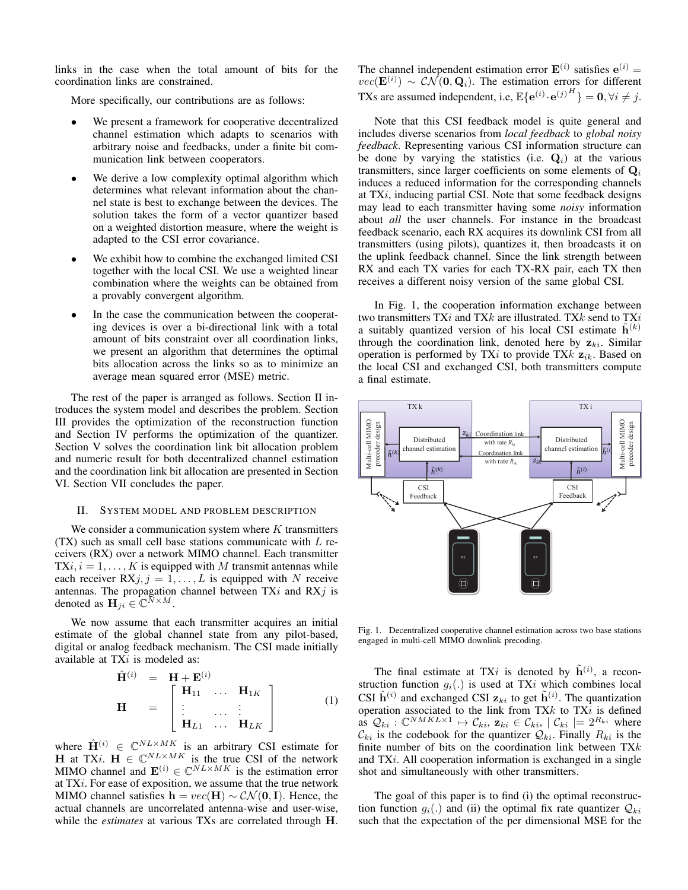links in the case when the total amount of bits for the coordination links are constrained.

More specifically, our contributions are as follows:

- We present a framework for cooperative decentralized channel estimation which adapts to scenarios with arbitrary noise and feedbacks, under a finite bit communication link between cooperators.
- We derive a low complexity optimal algorithm which determines what relevant information about the channel state is best to exchange between the devices. The solution takes the form of a vector quantizer based on a weighted distortion measure, where the weight is adapted to the CSI error covariance.
- We exhibit how to combine the exchanged limited CSI together with the local CSI. We use a weighted linear combination where the weights can be obtained from a provably convergent algorithm.
- In the case the communication between the cooperating devices is over a bi-directional link with a total amount of bits constraint over all coordination links, we present an algorithm that determines the optimal bits allocation across the links so as to minimize an average mean squared error (MSE) metric.

The rest of the paper is arranged as follows. Section II introduces the system model and describes the problem. Section III provides the optimization of the reconstruction function and Section IV performs the optimization of the quantizer. Section V solves the coordination link bit allocation problem and numeric result for both decentralized channel estimation and the coordination link bit allocation are presented in Section VI. Section VII concludes the paper.

## II. System model and problem description

We consider a communication system where $K$ transmitters (TX) such as small cell base stations communicate with $L$ receivers (RX) over a network MIMO channel. Each transmitter TX$i, i = 1, \dots, K$ is equipped with $M$ transmit antennas while each receiver RX$j, j = 1, \dots, L$ is equipped with $N$ receive antennas. The propagation channel between TX$i$ and RX$j$ is denoted as $\mathbf{H}_{ji} \in \mathbb{C}^{N \times M}$.

We now assume that each transmitter acquires an initial estimate of the global channel state from any pilot-based, digital or analog feedback mechanism. The CSI made initially available at TX$i$ is modeled as:

$$
\begin{aligned}
\hat{\mathbf{H}}^{(i)} &= \mathbf{H} + \mathbf{E}^{(i)} \\
\mathbf{H} &= \begin{bmatrix} \mathbf{H}_{11} & \dots & \mathbf{H}_{1K} \\ \vdots & \dots & \vdots \\ \mathbf{H}_{L1} & \dots & \mathbf{H}_{LK} \end{bmatrix}
\end{aligned} \tag{1}
$$

where $\hat{\mathbf{H}}^{(i)} \in \mathbb{C}^{NL \times MK}$ is an arbitrary CSI estimate for $\mathbf{H}$ at TX$i$. $\mathbf{H} \in \mathbb{C}^{NL \times MK}$ is the true CSI of the network MIMO channel and $\mathbf{E}^{(i)} \in \mathbb{C}^{NL \times MK}$ is the estimation error at TX$i$. For ease of exposition, we assume that the true network MIMO channel satisfies $\mathbf{h} = vec(\mathbf{H}) \sim \mathcal{CN}(\mathbf{0}, \mathbf{I})$. Hence, the actual channels are uncorrelated antenna-wise and user-wise, while the *estimates* at various TXs are correlated through $\mathbf{H}$.

The channel independent estimation error $\mathbf{E}^{(i)}$ satisfies $\mathbf{e}^{(i)} = vec(\mathbf{E}^{(i)}) \sim \mathcal{CN}(\mathbf{0}, \mathbf{Q}_i)$. The estimation errors for different TXs are assumed independent, i.e, $\mathbb{E}\{\mathbf{e}^{(i)} \cdot \mathbf{e}^{(j)H}\} = \mathbf{0}, \forall i \neq j$.

Note that this CSI feedback model is quite general and includes diverse scenarios from *local feedback* to *global noisy feedback*. Representing various CSI information structure can be done by varying the statistics (i.e. $\mathbf{Q}_i$) at the various transmitters, since larger coefficients on some elements of $\mathbf{Q}_i$ induces a reduced information for the corresponding channels at TX$i$, inducing partial CSI. Note that some feedback designs may lead to each transmitter having some *noisy* information about *all* the user channels. For instance in the broadcast feedback scenario, each RX acquires its downlink CSI from all transmitters (using pilots), quantizes it, then broadcasts it on the uplink feedback channel. Since the link strength between RX and each TX varies for each TX-RX pair, each TX then receives a different noisy version of the same global CSI.

In Fig. 1, the cooperation information exchange between two transmitters TX$i$ and TX$k$ are illustrated. TX$k$ send to TX$i$ a suitably quantized version of his local CSI estimate $\hat{\mathbf{h}}^{(k)}$ through the coordination link, denoted here by $\mathbf{z}_{ki}$. Similar operation is performed by TX$i$ to provide TX$k$ $\mathbf{z}_{ik}$. Based on the local CSI and exchanged CSI, both transmitters compute a final estimate.

Fig. 1. Decentralized cooperative channel estimation across two base stations engaged in multi-cell MIMO downlink precoding.

The final estimate at TX$i$ is denoted by $\tilde{\mathbf{h}}^{(i)}$, a reconstruction function $g_i(.)$ is used at TX$i$ which combines local CSI $\hat{\mathbf{h}}^{(i)}$ and exchanged CSI $\mathbf{z}_{ki}$ to get $\tilde{\mathbf{h}}^{(i)}$. The quantization operation associated to the link from TX$k$ to TX$i$ is defined as $\mathcal{Q}_{ki} : \mathbb{C}^{NMKL \times 1} \mapsto \mathcal{C}_{ki}, \mathbf{z}_{ki} \in \mathcal{C}_{ki}, \mid \mathcal{C}_{ki} \mid = 2^{R_{ki}}$ where $\mathcal{C}_{ki}$ is the codebook for the quantizer $\mathcal{Q}_{ki}$. Finally $R_{ki}$ is the finite number of bits on the coordination link between TX$k$ and TX$i$. All cooperation information is exchanged in a single shot and simultaneously with other transmitters.

The goal of this paper is to find (i) the optimal reconstruction function $g_i(.)$ and (ii) the optimal fix rate quantizer $\mathcal{Q}_{ki}$ such that the expectation of the per dimensional MSE for the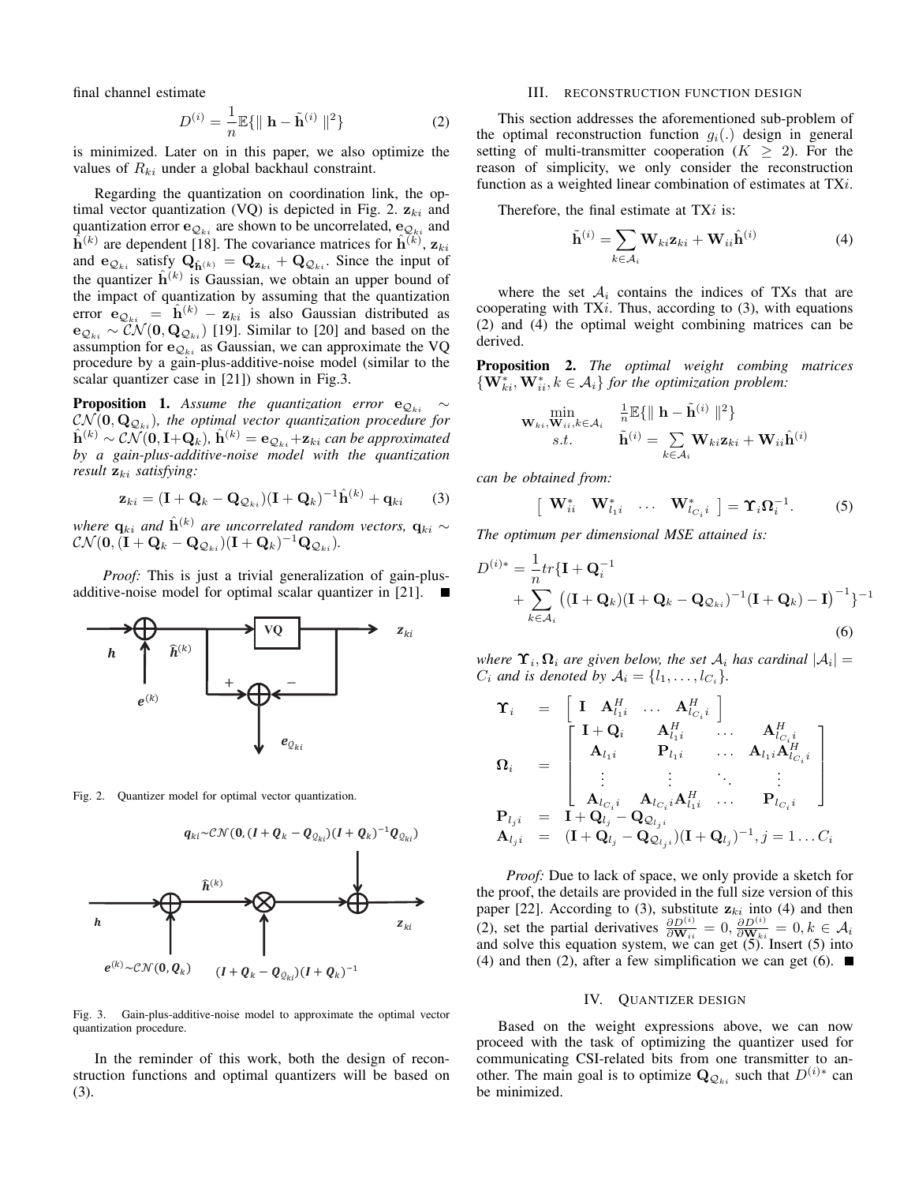final channel estimate

$$D^{(i)} = \frac{1}{n}\mathbb{E}\{\| \mathbf{h} - \tilde{\mathbf{h}}^{(i)} \|^2\} \tag{2}$$

is minimized. Later on in this paper, we also optimize the values of $R_{ki}$ under a global backhaul constraint.

Regarding the quantization on coordination link, the optimal vector quantization (VQ) is depicted in Fig. 2. $\mathbf{z}_{ki}$ and quantization error $\mathbf{e}_{\mathcal{Q}_{ki}}$ are shown to be uncorrelated, $\mathbf{e}_{\mathcal{Q}_{ki}}$ and $\hat{\mathbf{h}}^{(k)}$ are dependent [18]. The covariance matrices for $\hat{\mathbf{h}}^{(k)}$, $\mathbf{z}_{ki}$ and $\mathbf{e}_{\mathcal{Q}_{ki}}$ satisfy $\mathbf{Q}_{\hat{\mathbf{h}}^{(k)}} = \mathbf{Q}_{\mathbf{z}_{ki}} + \mathbf{Q}_{\mathcal{Q}_{ki}}$. Since the input of the quantizer $\hat{\mathbf{h}}^{(k)}$ is Gaussian, we obtain an upper bound of the impact of quantization by assuming that the quantization error $\mathbf{e}_{\mathcal{Q}_{ki}} = \hat{\mathbf{h}}^{(k)} - \mathbf{z}_{ki}$ is also Gaussian distributed as $\mathbf{e}_{\mathcal{Q}_{ki}} \sim \mathcal{CN}(\mathbf{0}, \mathbf{Q}_{\mathcal{Q}_{ki}})$ [19]. Similar to [20] and based on the assumption for $\mathbf{e}_{\mathcal{Q}_{ki}}$ as Gaussian, we can approximate the VQ procedure by a gain-plus-additive-noise model (similar to the scalar quantizer case in [21]) shown in Fig.3.

**Proposition 1.** *Assume the quantization error $\mathbf{e}_{\mathcal{Q}_{ki}} \sim \mathcal{CN}(\mathbf{0}, \mathbf{Q}_{\mathcal{Q}_{ki}})$, the optimal vector quantization procedure for $\hat{\mathbf{h}}^{(k)} \sim \mathcal{CN}(\mathbf{0}, \mathbf{I}+\mathbf{Q}_k)$, $\hat{\mathbf{h}}^{(k)} = \mathbf{e}_{\mathcal{Q}_{ki}} + \mathbf{z}_{ki}$ can be approximated by a gain-plus-additive-noise model with the quantization result $\mathbf{z}_{ki}$ satisfying:*

$$\mathbf{z}_{ki} = (\mathbf{I} + \mathbf{Q}_k - \mathbf{Q}_{\mathcal{Q}_{ki}})(\mathbf{I} + \mathbf{Q}_k)^{-1}\hat{\mathbf{h}}^{(k)} + \mathbf{q}_{ki} \tag{3}$$

*where $\mathbf{q}_{ki}$ and $\hat{\mathbf{h}}^{(k)}$ are uncorrelated random vectors, $\mathbf{q}_{ki} \sim \mathcal{CN}(\mathbf{0}, (\mathbf{I} + \mathbf{Q}_k - \mathbf{Q}_{\mathcal{Q}_{ki}})(\mathbf{I} + \mathbf{Q}_k)^{-1}\mathbf{Q}_{\mathcal{Q}_{ki}})$.*

*Proof:* This is just a trivial generalization of gain-plus-additive-noise model for optimal scalar quantizer in [21]. ■

Fig. 2. Quantizer model for optimal vector quantization.

Fig. 3. Gain-plus-additive-noise model to approximate the optimal vector quantization procedure.

In the reminder of this work, both the design of reconstruction functions and optimal quantizers will be based on (3).

## III. Reconstruction Function Design

This section addresses the aforementioned sub-problem of the optimal reconstruction function $g_i(.)$ design in general setting of multi-transmitter cooperation ($K \geq 2$). For the reason of simplicity, we only consider the reconstruction function as a weighted linear combination of estimates at TX$i$.

Therefore, the final estimate at TX$i$ is:

$$\tilde{\mathbf{h}}^{(i)} = \sum_{k \in \mathcal{A}_i} \mathbf{W}_{ki}\mathbf{z}_{ki} + \mathbf{W}_{ii}\hat{\mathbf{h}}^{(i)} \tag{4}$$

where the set $\mathcal{A}_i$ contains the indices of TXs that are cooperating with TX$i$. Thus, according to (3), with equations (2) and (4) the optimal weight combining matrices can be derived.

**Proposition 2.** *The optimal weight combing matrices $\{\mathbf{W}_{ki}^*, \mathbf{W}_{ii}^*, k \in \mathcal{A}_i\}$ for the optimization problem:*

$$\begin{array}{cl} \min\limits_{\mathbf{W}_{ki}, \mathbf{W}_{ii}, k \in \mathcal{A}_i} & \frac{1}{n}\mathbb{E}\{\| \mathbf{h} - \tilde{\mathbf{h}}^{(i)} \|^2\} \\ s.t. & \tilde{\mathbf{h}}^{(i)} = \sum\limits_{k \in \mathcal{A}_i} \mathbf{W}_{ki}\mathbf{z}_{ki} + \mathbf{W}_{ii}\hat{\mathbf{h}}^{(i)} \end{array}$$

*can be obtained from:*

$$\left[ \begin{array}{cccc} \mathbf{W}_{ii}^* & \mathbf{W}_{l_1 i}^* & \dots & \mathbf{W}_{l_{C_i} i}^* \end{array} \right] = \mathbf{\Upsilon}_i \mathbf{\Omega}_i^{-1}. \tag{5}$$

*The optimum per dimensional MSE attained is:*

$$\begin{aligned} D^{(i)*} = \frac{1}{n} tr\{\mathbf{I} + \mathbf{Q}_i^{-1} \\ + \sum_{k \in \mathcal{A}_i} \left( (\mathbf{I} + \mathbf{Q}_k)(\mathbf{I} + \mathbf{Q}_k - \mathbf{Q}_{\mathcal{Q}_{ki}})^{-1}(\mathbf{I} + \mathbf{Q}_k) - \mathbf{I} \right)^{-1} \}^{-1} \end{aligned} \tag{6}$$

*where $\mathbf{\Upsilon}_i, \mathbf{\Omega}_i$ are given below, the set $\mathcal{A}_i$ has cardinal $|\mathcal{A}_i| = C_i$ and is denoted by $\mathcal{A}_i = \{l_1, \dots, l_{C_i}\}$.*

$$\begin{aligned} \mathbf{\Upsilon}_i &= \left[ \begin{array}{cccc} \mathbf{I} & \mathbf{A}_{l_1 i}^H & \dots & \mathbf{A}_{l_{C_i} i}^H \end{array} \right] \\ \mathbf{\Omega}_i &= \left[ \begin{array}{cccc} \mathbf{I} + \mathbf{Q}_i & \mathbf{A}_{l_1 i}^H & \dots & \mathbf{A}_{l_{C_i} i}^H \\ \mathbf{A}_{l_1 i} & \mathbf{P}_{l_1 i} & \dots & \mathbf{A}_{l_1 i}\mathbf{A}_{l_{C_i} i}^H \\ \vdots & \vdots & \ddots & \vdots \\ \mathbf{A}_{l_{C_i} i} & \mathbf{A}_{l_{C_i} i}\mathbf{A}_{l_1 i}^H & \dots & \mathbf{P}_{l_{C_i} i} \end{array} \right] \\ \mathbf{P}_{l_j i} &= \mathbf{I} + \mathbf{Q}_{l_j} - \mathbf{Q}_{\mathcal{Q}_{l_j i}} \\ \mathbf{A}_{l_j i} &= (\mathbf{I} + \mathbf{Q}_{l_j} - \mathbf{Q}_{\mathcal{Q}_{l_j i}})(\mathbf{I} + \mathbf{Q}_{l_j})^{-1}, j = 1 \dots C_i \end{aligned}$$

*Proof:* Due to lack of space, we only provide a sketch for the proof, the details are provided in the full size version of this paper [22]. According to (3), substitute $\mathbf{z}_{ki}$ into (4) and then (2), set the partial derivatives $\frac{\partial D^{(i)}}{\partial \mathbf{W}_{ii}} = 0$, $\frac{\partial D^{(i)}}{\partial \mathbf{W}_{ki}} = 0, k \in \mathcal{A}_i$ and solve this equation system, we can get (5). Insert (5) into (4) and then (2), after a few simplification we can get (6). ■

## IV. Quantizer Design

Based on the weight expressions above, we can now proceed with the task of optimizing the quantizer used for communicating CSI-related bits from one transmitter to another. The main goal is to optimize $\mathbf{Q}_{\mathcal{Q}_{ki}}$ such that $D^{(i)*}$ can be minimized.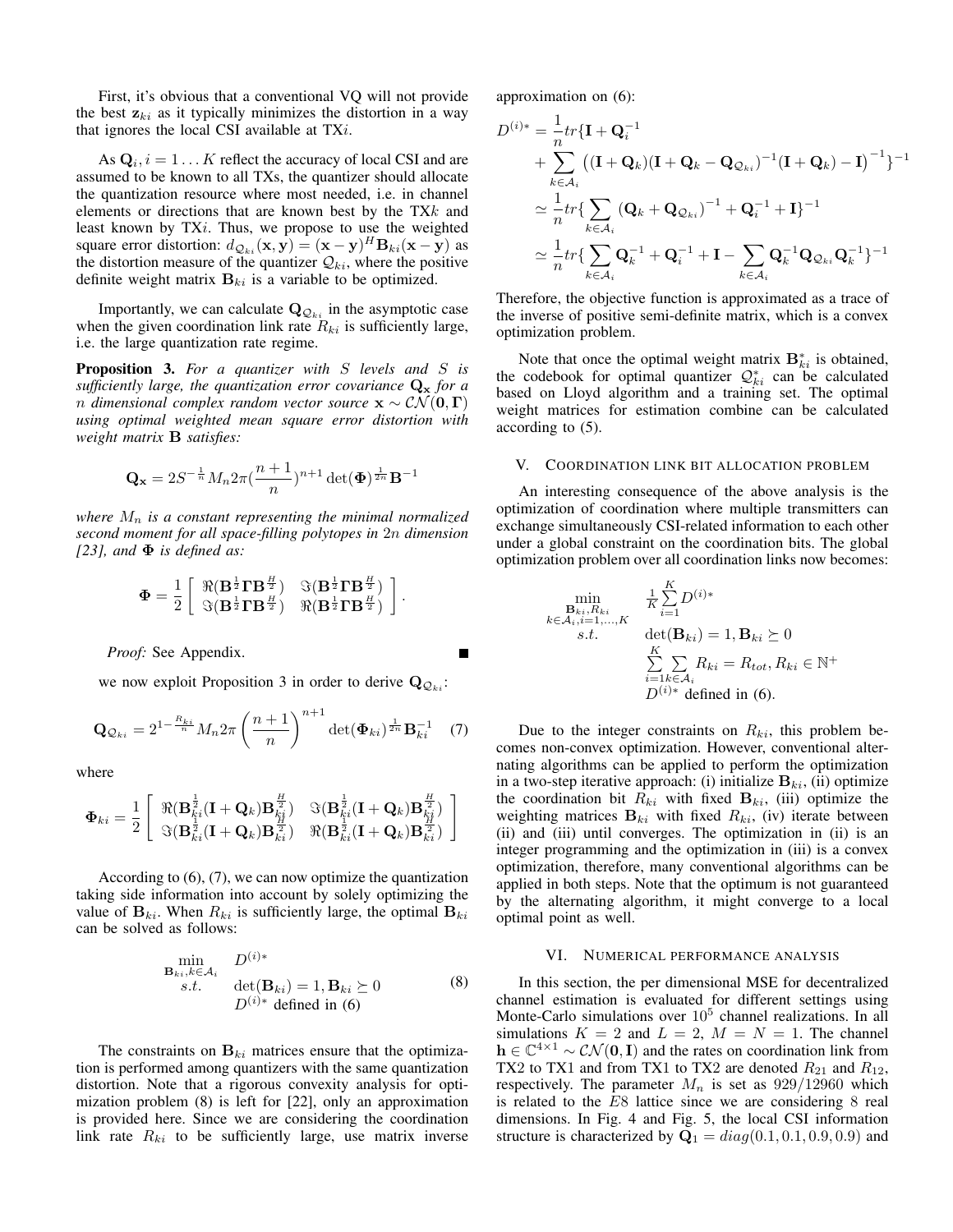First, it's obvious that a conventional VQ will not provide the best $\mathbf{z}_{ki}$ as it typically minimizes the distortion in a way that ignores the local CSI available at TX$i$.

As $\mathbf{Q}_i, i = 1 \dots K$ reflect the accuracy of local CSI and are assumed to be known to all TXs, the quantizer should allocate the quantization resource where most needed, i.e. in channel elements or directions that are known best by the TX$k$ and least known by TX$i$. Thus, we propose to use the weighted square error distortion: $d_{\mathcal{Q}_{ki}}(\mathbf{x}, \mathbf{y}) = (\mathbf{x} - \mathbf{y})^H \mathbf{B}_{ki}(\mathbf{x} - \mathbf{y})$ as the distortion measure of the quantizer $\mathcal{Q}_{ki}$, where the positive definite weight matrix $\mathbf{B}_{ki}$ is a variable to be optimized.

Importantly, we can calculate $\mathbf{Q}_{\mathcal{Q}_{ki}}$ in the asymptotic case when the given coordination link rate $R_{ki}$ is sufficiently large, i.e. the large quantization rate regime.

**Proposition 3.** *For a quantizer with $S$ levels and $S$ is sufficiently large, the quantization error covariance $\mathbf{Q}_\mathbf{x}$ for a $n$ dimensional complex random vector source $\mathbf{x} \sim \mathcal{CN}(\mathbf{0}, \mathbf{\Gamma})$ using optimal weighted mean square error distortion with weight matrix $\mathbf{B}$ satisfies:*

$$\mathbf{Q}_\mathbf{x} = 2S^{-\frac{1}{n}} M_n 2\pi (\frac{n+1}{n})^{n+1} \det(\mathbf{\Phi})^{\frac{1}{2n}} \mathbf{B}^{-1}$$

*where $M_n$ is a constant representing the minimal normalized second moment for all space-filling polytopes in $2n$ dimension [23], and $\mathbf{\Phi}$ is defined as:*

$$\mathbf{\Phi} = \frac{1}{2} \begin{bmatrix} \Re(\mathbf{B}^{\frac{1}{2}} \mathbf{\Gamma} \mathbf{B}^{\frac{H}{2}}) & \Im(\mathbf{B}^{\frac{1}{2}} \mathbf{\Gamma} \mathbf{B}^{\frac{H}{2}}) \\ \Im(\mathbf{B}^{\frac{1}{2}} \mathbf{\Gamma} \mathbf{B}^{\frac{H}{2}}) & \Re(\mathbf{B}^{\frac{1}{2}} \mathbf{\Gamma} \mathbf{B}^{\frac{H}{2}}) \end{bmatrix}.$$

*Proof:* See Appendix. ∎

we now exploit Proposition 3 in order to derive $\mathbf{Q}_{\mathcal{Q}_{ki}}$:

$$\mathbf{Q}_{\mathcal{Q}_{ki}} = 2^{1-\frac{R_{ki}}{n}} M_n 2\pi \left(\frac{n+1}{n}\right)^{n+1} \det(\mathbf{\Phi}_{ki})^{\frac{1}{2n}} \mathbf{B}_{ki}^{-1} \quad (7)$$

where

$$\mathbf{\Phi}_{ki} = \frac{1}{2} \begin{bmatrix} \Re(\mathbf{B}_{ki}^{\frac{1}{2}} (\mathbf{I} + \mathbf{Q}_k) \mathbf{B}_{ki}^{\frac{H}{2}}) & \Im(\mathbf{B}_{ki}^{\frac{1}{2}} (\mathbf{I} + \mathbf{Q}_k) \mathbf{B}_{ki}^{\frac{H}{2}}) \\ \Im(\mathbf{B}_{ki}^{\frac{1}{2}} (\mathbf{I} + \mathbf{Q}_k) \mathbf{B}_{ki}^{\frac{H}{2}}) & \Re(\mathbf{B}_{ki}^{\frac{1}{2}} (\mathbf{I} + \mathbf{Q}_k) \mathbf{B}_{ki}^{\frac{H}{2}}) \end{bmatrix}$$

According to (6), (7), we can now optimize the quantization taking side information into account by solely optimizing the value of $\mathbf{B}_{ki}$. When $R_{ki}$ is sufficiently large, the optimal $\mathbf{B}_{ki}$ can be solved as follows:

$$\begin{aligned} \min_{\mathbf{B}_{ki}, k \in \mathcal{A}_i} \quad & D^{(i)*} \\ s.t. \quad & \det(\mathbf{B}_{ki}) = 1, \mathbf{B}_{ki} \succeq 0 \\ & D^{(i)*} \text{ defined in (6)} \end{aligned} \quad (8)$$

The constraints on $\mathbf{B}_{ki}$ matrices ensure that the optimization is performed among quantizers with the same quantization distortion. Note that a rigorous convexity analysis for optimization problem (8) is left for [22], only an approximation is provided here. Since we are considering the coordination link rate $R_{ki}$ to be sufficiently large, use matrix inverse approximation on (6):

$$\begin{aligned} D^{(i)*} &= \frac{1}{n} tr\{\mathbf{I} + \mathbf{Q}_i^{-1} \\ &\quad + \sum_{k \in \mathcal{A}_i} \left( (\mathbf{I} + \mathbf{Q}_k)(\mathbf{I} + \mathbf{Q}_k - \mathbf{Q}_{\mathcal{Q}_{ki}})^{-1} (\mathbf{I} + \mathbf{Q}_k) - \mathbf{I} \right)^{-1} \}^{-1} \\ &\simeq \frac{1}{n} tr\{ \sum_{k \in \mathcal{A}_i} (\mathbf{Q}_k + \mathbf{Q}_{\mathcal{Q}_{ki}})^{-1} + \mathbf{Q}_i^{-1} + \mathbf{I} \}^{-1} \\ &\simeq \frac{1}{n} tr\{ \sum_{k \in \mathcal{A}_i} \mathbf{Q}_k^{-1} + \mathbf{Q}_i^{-1} + \mathbf{I} - \sum_{k \in \mathcal{A}_i} \mathbf{Q}_k^{-1} \mathbf{Q}_{\mathcal{Q}_{ki}} \mathbf{Q}_k^{-1} \}^{-1} \end{aligned}$$

Therefore, the objective function is approximated as a trace of the inverse of positive semi-definite matrix, which is a convex optimization problem.

Note that once the optimal weight matrix $\mathbf{B}_{ki}^*$ is obtained, the codebook for optimal quantizer $\mathcal{Q}_{ki}^*$ can be calculated based on Lloyd algorithm and a training set. The optimal weight matrices for estimation combine can be calculated according to (5).

## V. Coordination link bit allocation problem

An interesting consequence of the above analysis is the optimization of coordination where multiple transmitters can exchange simultaneously CSI-related information to each other under a global constraint on the coordination bits. The global optimization problem over all coordination links now becomes:

$$\begin{aligned} \min_{\substack{\mathbf{B}_{ki}, R_{ki} \\ k \in \mathcal{A}_i, i=1,\dots,K}} \quad & \frac{1}{K} \sum_{i=1}^{K} D^{(i)*} \\ s.t. \quad & \det(\mathbf{B}_{ki}) = 1, \mathbf{B}_{ki} \succeq 0 \\ & \sum_{i=1}^{K} \sum_{k \in \mathcal{A}_i} R_{ki} = R_{tot}, R_{ki} \in \mathbb{N}^+ \\ & D^{(i)*} \text{ defined in (6).} \end{aligned}$$

Due to the integer constraints on $R_{ki}$, this problem becomes non-convex optimization. However, conventional alternating algorithms can be applied to perform the optimization in a two-step iterative approach: (i) initialize $\mathbf{B}_{ki}$, (ii) optimize the coordination bit $R_{ki}$ with fixed $\mathbf{B}_{ki}$, (iii) optimize the weighting matrices $\mathbf{B}_{ki}$ with fixed $R_{ki}$, (iv) iterate between (ii) and (iii) until converges. The optimization in (ii) is an integer programming and the optimization in (iii) is a convex optimization, therefore, many conventional algorithms can be applied in both steps. Note that the optimum is not guaranteed by the alternating algorithm, it might converge to a local optimal point as well.

## VI. Numerical performance analysis

In this section, the per dimensional MSE for decentralized channel estimation is evaluated for different settings using Monte-Carlo simulations over $10^5$ channel realizations. In all simulations $K = 2$ and $L = 2$, $M = N = 1$. The channel $\mathbf{h} \in \mathbb{C}^{4\times 1} \sim \mathcal{CN}(\mathbf{0}, \mathbf{I})$ and the rates on coordination link from TX2 to TX1 and from TX1 to TX2 are denoted $R_{21}$ and $R_{12}$, respectively. The parameter $M_n$ is set as $929/12960$ which is related to the $E8$ lattice since we are considering 8 real dimensions. In Fig. 4 and Fig. 5, the local CSI information structure is characterized by $\mathbf{Q}_1 = diag(0.1, 0.1, 0.9, 0.9)$ and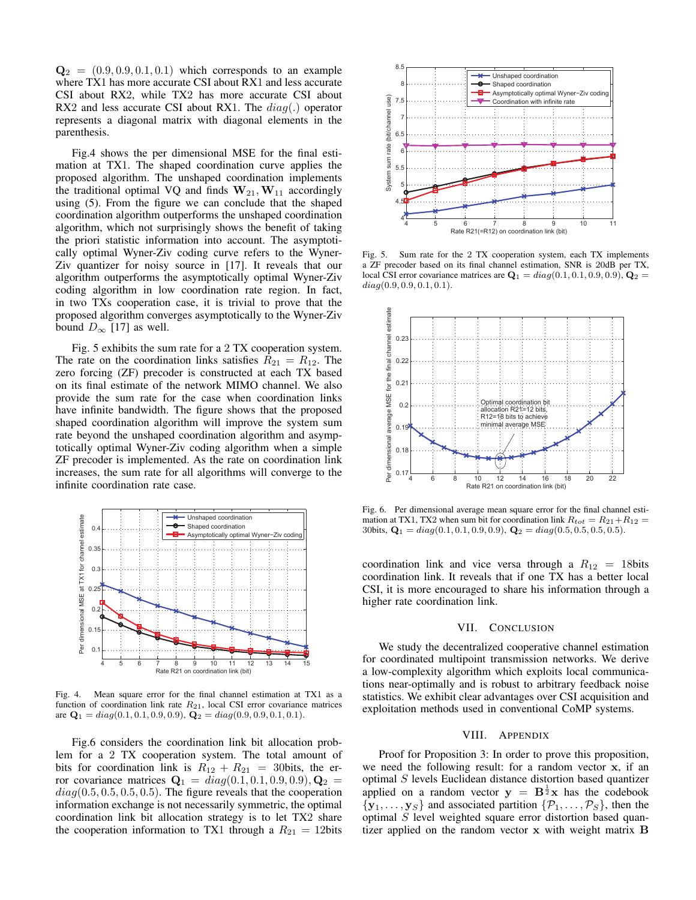$\mathbf{Q}_2 = (0.9, 0.9, 0.1, 0.1)$ which corresponds to an example where TX1 has more accurate CSI about RX1 and less accurate CSI about RX2, while TX2 has more accurate CSI about RX2 and less accurate CSI about RX1. The $diag(.)$ operator represents a diagonal matrix with diagonal elements in the parenthesis.

Fig.4 shows the per dimensional MSE for the final estimation at TX1. The shaped coordination curve applies the proposed algorithm. The unshaped coordination implements the traditional optimal VQ and finds $\mathbf{W}_{21}, \mathbf{W}_{11}$ accordingly using (5). From the figure we can conclude that the shaped coordination algorithm outperforms the unshaped coordination algorithm, which not surprisingly shows the benefit of taking the priori statistic information into account. The asymptotically optimal Wyner-Ziv coding curve refers to the Wyner-Ziv quantizer for noisy source in [17]. It reveals that our algorithm outperforms the asymptotically optimal Wyner-Ziv coding algorithm in low coordination rate region. In fact, in two TXs cooperation case, it is trivial to prove that the proposed algorithm converges asymptotically to the Wyner-Ziv bound $D_\infty$ [17] as well.

Fig. 5 exhibits the sum rate for a 2 TX cooperation system. The rate on the coordination links satisfies $R_{21} = R_{12}$. The zero forcing (ZF) precoder is constructed at each TX based on its final estimate of the network MIMO channel. We also provide the sum rate for the case when coordination links have infinite bandwidth. The figure shows that the proposed shaped coordination algorithm will improve the system sum rate beyond the unshaped coordination algorithm and asymptotically optimal Wyner-Ziv coding algorithm when a simple ZF precoder is implemented. As the rate on coordination link increases, the sum rate for all algorithms will converge to the infinite coordination rate case.

Fig. 4. Mean square error for the final channel estimation at TX1 as a function of coordination link rate $R_{21}$, local CSI error covariance matrices are $\mathbf{Q}_1 = diag(0.1, 0.1, 0.9, 0.9)$, $\mathbf{Q}_2 = diag(0.9, 0.9, 0.1, 0.1)$.

Fig.6 considers the coordination link bit allocation problem for a 2 TX cooperation system. The total amount of bits for coordination link is $R_{12} + R_{21} = 30$bits, the error covariance matrices $\mathbf{Q}_1 = diag(0.1, 0.1, 0.9, 0.9)$, $\mathbf{Q}_2 = diag(0.5, 0.5, 0.5, 0.5)$. The figure reveals that the cooperation information exchange is not necessarily symmetric, the optimal coordination link bit allocation strategy is to let TX2 share the cooperation information to TX1 through a $R_{21} = 12$bits coordination link and vice versa through a $R_{12} = 18$bits coordination link. It reveals that if one TX has a better local CSI, it is more encouraged to share his information through a higher rate coordination link.

Fig. 5. Sum rate for the 2 TX cooperation system, each TX implements a ZF precoder based on its final channel estimation, SNR is 20dB per TX, local CSI error covariance matrices are $\mathbf{Q}_1 = diag(0.1, 0.1, 0.9, 0.9)$, $\mathbf{Q}_2 = diag(0.9, 0.9, 0.1, 0.1)$.

Fig. 6. Per dimensional average mean square error for the final channel estimation at TX1, TX2 when sum bit for coordination link $R_{tot} = R_{21} + R_{12} = 30$bits, $\mathbf{Q}_1 = diag(0.1, 0.1, 0.9, 0.9)$, $\mathbf{Q}_2 = diag(0.5, 0.5, 0.5, 0.5)$.

## VII. Conclusion

We study the decentralized cooperative channel estimation for coordinated multipoint transmission networks. We derive a low-complexity algorithm which exploits local communications near-optimally and is robust to arbitrary feedback noise statistics. We exhibit clear advantages over CSI acquisition and exploitation methods used in conventional CoMP systems.

## VIII. Appendix

Proof for Proposition 3: In order to prove this proposition, we need the following result: for a random vector $\mathbf{x}$, if an optimal $S$ levels Euclidean distance distortion based quantizer applied on a random vector $\mathbf{y} = \mathbf{B}^{\frac{1}{2}}\mathbf{x}$ has the codebook $\{\mathbf{y}_1, \ldots, \mathbf{y}_S\}$ and associated partition $\{\mathcal{P}_1, \ldots, \mathcal{P}_S\}$, then the optimal $S$ level weighted square error distortion based quantizer applied on the random vector $\mathbf{x}$ with weight matrix $\mathbf{B}$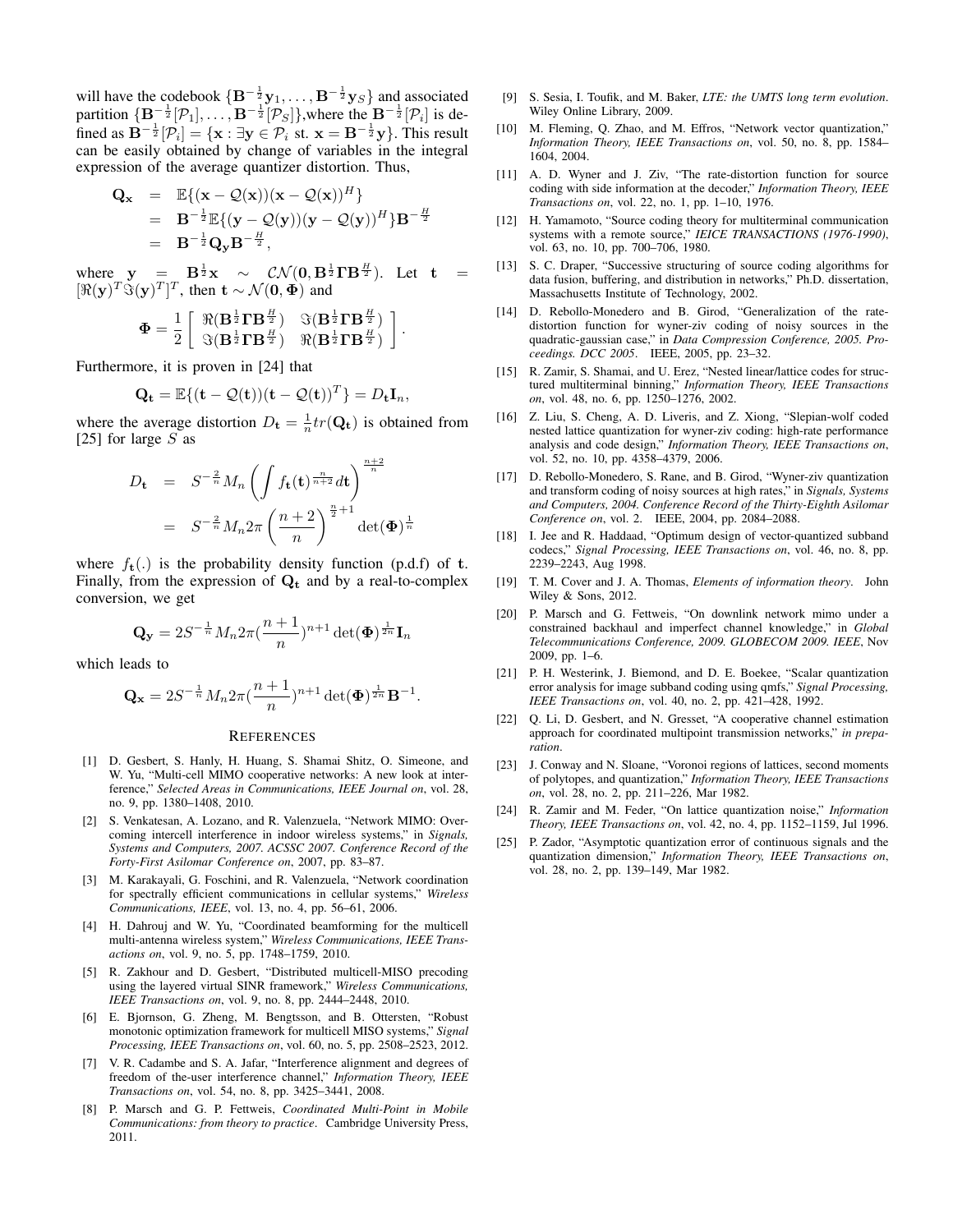will have the codebook $\{\mathbf{B}^{-\frac{1}{2}}\mathbf{y}_1, \dots, \mathbf{B}^{-\frac{1}{2}}\mathbf{y}_S\}$ and associated partition $\{\mathbf{B}^{-\frac{1}{2}}[\mathcal{P}_1], \dots, \mathbf{B}^{-\frac{1}{2}}[\mathcal{P}_S]\}$,where the $\mathbf{B}^{-\frac{1}{2}}[\mathcal{P}_i]$ is defined as $\mathbf{B}^{-\frac{1}{2}}[\mathcal{P}_i] = \{\mathbf{x} : \exists \mathbf{y} \in \mathcal{P}_i \text{ st. } \mathbf{x} = \mathbf{B}^{-\frac{1}{2}}\mathbf{y}\}$. This result can be easily obtained by change of variables in the integral expression of the average quantizer distortion. Thus,

$$
\begin{aligned}
\mathbf{Q}_{\mathbf{x}} &= \mathbb{E}\{(\mathbf{x} - \mathcal{Q}(\mathbf{x}))(\mathbf{x} - \mathcal{Q}(\mathbf{x}))^H\} \\
&= \mathbf{B}^{-\frac{1}{2}}\mathbb{E}\{(\mathbf{y} - \mathcal{Q}(\mathbf{y}))(\mathbf{y} - \mathcal{Q}(\mathbf{y}))^H\}\mathbf{B}^{-\frac{H}{2}} \\
&= \mathbf{B}^{-\frac{1}{2}}\mathbf{Q}_{\mathbf{y}}\mathbf{B}^{-\frac{H}{2}},
\end{aligned}
$$

where $\mathbf{y} = \mathbf{B}^{\frac{1}{2}}\mathbf{x} \sim \mathcal{CN}(\mathbf{0}, \mathbf{B}^{\frac{1}{2}}\mathbf{\Gamma}\mathbf{B}^{\frac{H}{2}})$. Let $\mathbf{t} = [\Re(\mathbf{y})^T \Im(\mathbf{y})^T]^T$, then $\mathbf{t} \sim \mathcal{N}(\mathbf{0}, \mathbf{\Phi})$ and

$$
\mathbf{\Phi} = \frac{1}{2}\begin{bmatrix} \Re(\mathbf{B}^{\frac{1}{2}}\mathbf{\Gamma}\mathbf{B}^{\frac{H}{2}}) & \Im(\mathbf{B}^{\frac{1}{2}}\mathbf{\Gamma}\mathbf{B}^{\frac{H}{2}}) \\ \Im(\mathbf{B}^{\frac{1}{2}}\mathbf{\Gamma}\mathbf{B}^{\frac{H}{2}}) & \Re(\mathbf{B}^{\frac{1}{2}}\mathbf{\Gamma}\mathbf{B}^{\frac{H}{2}}) \end{bmatrix}.
$$

Furthermore, it is proven in [24] that

$$
\mathbf{Q}_{\mathbf{t}} = \mathbb{E}\{(\mathbf{t} - \mathcal{Q}(\mathbf{t}))(\mathbf{t} - \mathcal{Q}(\mathbf{t}))^T\} = D_{\mathbf{t}}\mathbf{I}_n,
$$

where the average distortion $D_{\mathbf{t}} = \frac{1}{n}tr(\mathbf{Q}_{\mathbf{t}})$ is obtained from [25] for large $S$ as

$$
\begin{aligned}
D_{\mathbf{t}} &= S^{-\frac{2}{n}}M_n\left(\int f_{\mathbf{t}}(\mathbf{t})^{\frac{n}{n+2}}d\mathbf{t}\right)^{\frac{n+2}{n}} \\
&= S^{-\frac{2}{n}}M_n 2\pi\left(\frac{n+2}{n}\right)^{\frac{n}{2}+1}\det(\mathbf{\Phi})^{\frac{1}{n}}
\end{aligned}
$$

where $f_{\mathbf{t}}(.)$ is the probability density function (p.d.f) of $\mathbf{t}$. Finally, from the expression of $\mathbf{Q}_{\mathbf{t}}$ and by a real-to-complex conversion, we get

$$
\mathbf{Q}_{\mathbf{y}} = 2S^{-\frac{1}{n}}M_n 2\pi(\frac{n+1}{n})^{n+1}\det(\mathbf{\Phi})^{\frac{1}{2n}}\mathbf{I}_n
$$

which leads to

$$
\mathbf{Q}_{\mathbf{x}} = 2S^{-\frac{1}{n}}M_n 2\pi(\frac{n+1}{n})^{n+1}\det(\mathbf{\Phi})^{\frac{1}{2n}}\mathbf{B}^{-1}.
$$

## References

[1] D. Gesbert, S. Hanly, H. Huang, S. Shamai Shitz, O. Simeone, and W. Yu, "Multi-cell MIMO cooperative networks: A new look at interference," *Selected Areas in Communications, IEEE Journal on*, vol. 28, no. 9, pp. 1380–1408, 2010.

[2] S. Venkatesan, A. Lozano, and R. Valenzuela, "Network MIMO: Overcoming intercell interference in indoor wireless systems," in *Signals, Systems and Computers, 2007. ACSSC 2007. Conference Record of the Forty-First Asilomar Conference on*, 2007, pp. 83–87.

[3] M. Karakayali, G. Foschini, and R. Valenzuela, "Network coordination for spectrally efficient communications in cellular systems," *Wireless Communications, IEEE*, vol. 13, no. 4, pp. 56–61, 2006.

[4] H. Dahrouj and W. Yu, "Coordinated beamforming for the multicell multi-antenna wireless system," *Wireless Communications, IEEE Transactions on*, vol. 9, no. 5, pp. 1748–1759, 2010.

[5] R. Zakhour and D. Gesbert, "Distributed multicell-MISO precoding using the layered virtual SINR framework," *Wireless Communications, IEEE Transactions on*, vol. 9, no. 8, pp. 2444–2448, 2010.

[6] E. Bjornson, G. Zheng, M. Bengtsson, and B. Ottersten, "Robust monotonic optimization framework for multicell MISO systems," *Signal Processing, IEEE Transactions on*, vol. 60, no. 5, pp. 2508–2523, 2012.

[7] V. R. Cadambe and S. A. Jafar, "Interference alignment and degrees of freedom of the-user interference channel," *Information Theory, IEEE Transactions on*, vol. 54, no. 8, pp. 3425–3441, 2008.

[8] P. Marsch and G. P. Fettweis, *Coordinated Multi-Point in Mobile Communications: from theory to practice*. Cambridge University Press, 2011.

[9] S. Sesia, I. Toufik, and M. Baker, *LTE: the UMTS long term evolution*. Wiley Online Library, 2009.

[10] M. Fleming, Q. Zhao, and M. Effros, "Network vector quantization," *Information Theory, IEEE Transactions on*, vol. 50, no. 8, pp. 1584–1604, 2004.

[11] A. D. Wyner and J. Ziv, "The rate-distortion function for source coding with side information at the decoder," *Information Theory, IEEE Transactions on*, vol. 22, no. 1, pp. 1–10, 1976.

[12] H. Yamamoto, "Source coding theory for multiterminal communication systems with a remote source," *IEICE TRANSACTIONS (1976-1990)*, vol. 63, no. 10, pp. 700–706, 1980.

[13] S. C. Draper, "Successive structuring of source coding algorithms for data fusion, buffering, and distribution in networks," Ph.D. dissertation, Massachusetts Institute of Technology, 2002.

[14] D. Rebollo-Monedero and B. Girod, "Generalization of the rate-distortion function for wyner-ziv coding of noisy sources in the quadratic-gaussian case," in *Data Compression Conference, 2005. Proceedings. DCC 2005*. IEEE, 2005, pp. 23–32.

[15] R. Zamir, S. Shamai, and U. Erez, "Nested linear/lattice codes for structured multiterminal binning," *Information Theory, IEEE Transactions on*, vol. 48, no. 6, pp. 1250–1276, 2002.

[16] Z. Liu, S. Cheng, A. D. Liveris, and Z. Xiong, "Slepian-wolf coded nested lattice quantization for wyner-ziv coding: high-rate performance analysis and code design," *Information Theory, IEEE Transactions on*, vol. 52, no. 10, pp. 4358–4379, 2006.

[17] D. Rebollo-Monedero, S. Rane, and B. Girod, "Wyner-ziv quantization and transform coding of noisy sources at high rates," in *Signals, Systems and Computers, 2004. Conference Record of the Thirty-Eighth Asilomar Conference on*, vol. 2. IEEE, 2004, pp. 2084–2088.

[18] I. Jee and R. Haddaad, "Optimum design of vector-quantized subband codecs," *Signal Processing, IEEE Transactions on*, vol. 46, no. 8, pp. 2239–2243, Aug 1998.

[19] T. M. Cover and J. A. Thomas, *Elements of information theory*. John Wiley & Sons, 2012.

[20] P. Marsch and G. Fettweis, "On downlink network mimo under a constrained backhaul and imperfect channel knowledge," in *Global Telecommunications Conference, 2009. GLOBECOM 2009. IEEE*, Nov 2009, pp. 1–6.

[21] P. H. Westerink, J. Biemond, and D. E. Boekee, "Scalar quantization error analysis for image subband coding using qmfs," *Signal Processing, IEEE Transactions on*, vol. 40, no. 2, pp. 421–428, 1992.

[22] Q. Li, D. Gesbert, and N. Gresset, "A cooperative channel estimation approach for coordinated multipoint transmission networks," *in preparation*.

[23] J. Conway and N. Sloane, "Voronoi regions of lattices, second moments of polytopes, and quantization," *Information Theory, IEEE Transactions on*, vol. 28, no. 2, pp. 211–226, Mar 1982.

[24] R. Zamir and M. Feder, "On lattice quantization noise," *Information Theory, IEEE Transactions on*, vol. 42, no. 4, pp. 1152–1159, Jul 1996.

[25] P. Zador, "Asymptotic quantization error of continuous signals and the quantization dimension," *Information Theory, IEEE Transactions on*, vol. 28, no. 2, pp. 139–149, Mar 1982.